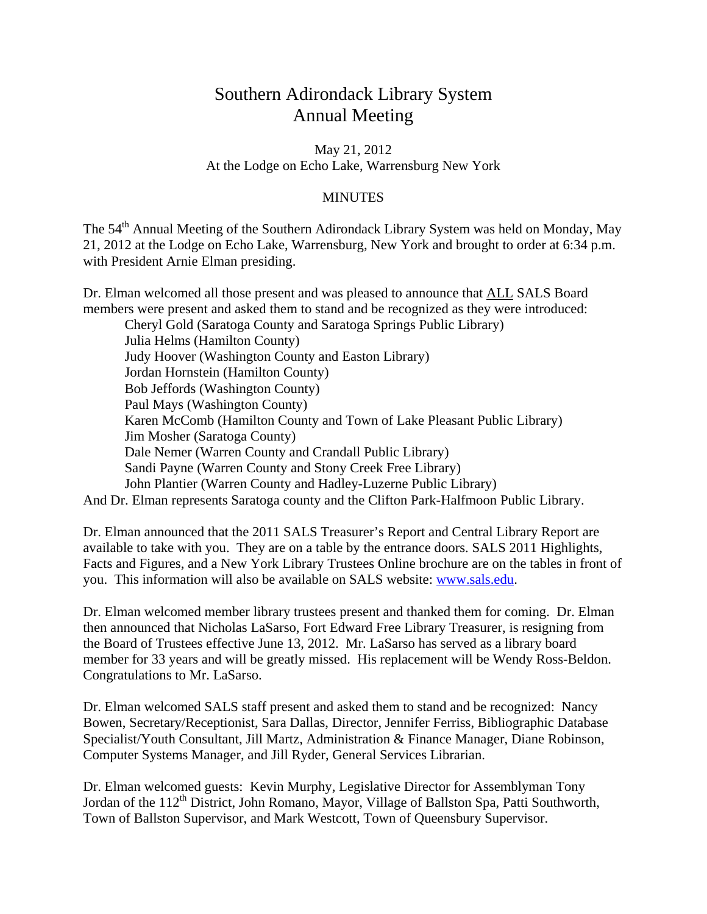# Southern Adirondack Library System
# Annual Meeting

May 21, 2012
At the Lodge on Echo Lake, Warrensburg New York

## MINUTES

The 54th Annual Meeting of the Southern Adirondack Library System was held on Monday, May 21, 2012 at the Lodge on Echo Lake, Warrensburg, New York and brought to order at 6:34 p.m. with President Arnie Elman presiding.

Dr. Elman welcomed all those present and was pleased to announce that ALL SALS Board members were present and asked them to stand and be recognized as they were introduced:

Cheryl Gold (Saratoga County and Saratoga Springs Public Library)
Julia Helms (Hamilton County)
Judy Hoover (Washington County and Easton Library)
Jordan Hornstein (Hamilton County)
Bob Jeffords (Washington County)
Paul Mays (Washington County)
Karen McComb (Hamilton County and Town of Lake Pleasant Public Library)
Jim Mosher (Saratoga County)
Dale Nemer (Warren County and Crandall Public Library)
Sandi Payne (Warren County and Stony Creek Free Library)
John Plantier (Warren County and Hadley-Luzerne Public Library)

And Dr. Elman represents Saratoga county and the Clifton Park-Halfmoon Public Library.

Dr. Elman announced that the 2011 SALS Treasurer's Report and Central Library Report are available to take with you. They are on a table by the entrance doors. SALS 2011 Highlights, Facts and Figures, and a New York Library Trustees Online brochure are on the tables in front of you. This information will also be available on SALS website: www.sals.edu.

Dr. Elman welcomed member library trustees present and thanked them for coming. Dr. Elman then announced that Nicholas LaSarso, Fort Edward Free Library Treasurer, is resigning from the Board of Trustees effective June 13, 2012. Mr. LaSarso has served as a library board member for 33 years and will be greatly missed. His replacement will be Wendy Ross-Beldon. Congratulations to Mr. LaSarso.

Dr. Elman welcomed SALS staff present and asked them to stand and be recognized: Nancy Bowen, Secretary/Receptionist, Sara Dallas, Director, Jennifer Ferriss, Bibliographic Database Specialist/Youth Consultant, Jill Martz, Administration & Finance Manager, Diane Robinson, Computer Systems Manager, and Jill Ryder, General Services Librarian.

Dr. Elman welcomed guests: Kevin Murphy, Legislative Director for Assemblyman Tony Jordan of the 112th District, John Romano, Mayor, Village of Ballston Spa, Patti Southworth, Town of Ballston Supervisor, and Mark Westcott, Town of Queensbury Supervisor.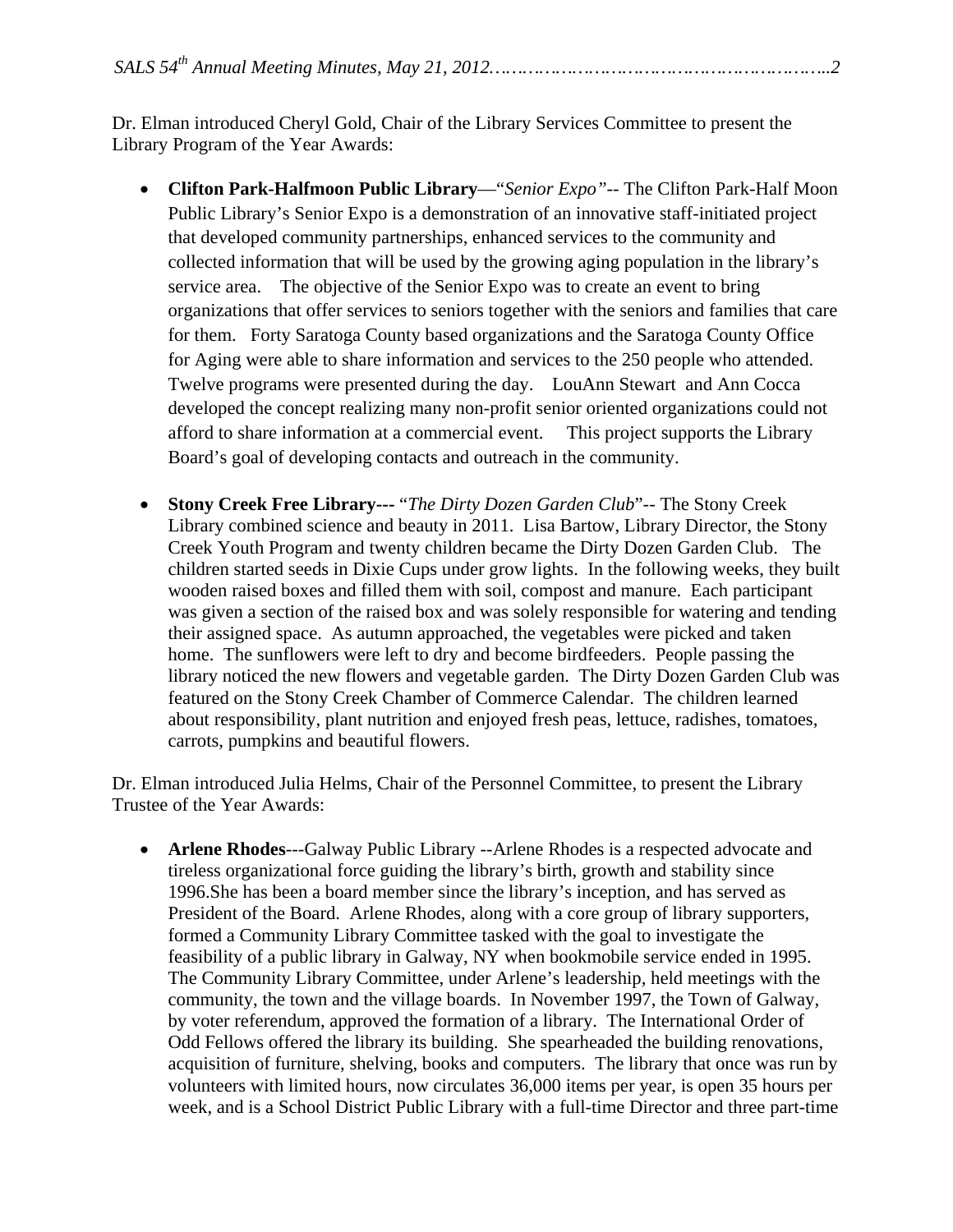Dr. Elman introduced Cheryl Gold, Chair of the Library Services Committee to present the Library Program of the Year Awards:

- **Clifton Park-Halfmoon Public Library**—"*Senior Expo"*-- The Clifton Park-Half Moon Public Library's Senior Expo is a demonstration of an innovative staff-initiated project that developed community partnerships, enhanced services to the community and collected information that will be used by the growing aging population in the library's service area. The objective of the Senior Expo was to create an event to bring organizations that offer services to seniors together with the seniors and families that care for them. Forty Saratoga County based organizations and the Saratoga County Office for Aging were able to share information and services to the 250 people who attended. Twelve programs were presented during the day. LouAnn Stewart and Ann Cocca developed the concept realizing many non-profit senior oriented organizations could not afford to share information at a commercial event. This project supports the Library Board's goal of developing contacts and outreach in the community.

- **Stony Creek Free Library---** "*The Dirty Dozen Garden Club*"-- The Stony Creek Library combined science and beauty in 2011. Lisa Bartow, Library Director, the Stony Creek Youth Program and twenty children became the Dirty Dozen Garden Club. The children started seeds in Dixie Cups under grow lights. In the following weeks, they built wooden raised boxes and filled them with soil, compost and manure. Each participant was given a section of the raised box and was solely responsible for watering and tending their assigned space. As autumn approached, the vegetables were picked and taken home. The sunflowers were left to dry and become birdfeeders. People passing the library noticed the new flowers and vegetable garden. The Dirty Dozen Garden Club was featured on the Stony Creek Chamber of Commerce Calendar. The children learned about responsibility, plant nutrition and enjoyed fresh peas, lettuce, radishes, tomatoes, carrots, pumpkins and beautiful flowers.

Dr. Elman introduced Julia Helms, Chair of the Personnel Committee, to present the Library Trustee of the Year Awards:

- **Arlene Rhodes**---Galway Public Library --Arlene Rhodes is a respected advocate and tireless organizational force guiding the library's birth, growth and stability since 1996.She has been a board member since the library's inception, and has served as President of the Board. Arlene Rhodes, along with a core group of library supporters, formed a Community Library Committee tasked with the goal to investigate the feasibility of a public library in Galway, NY when bookmobile service ended in 1995. The Community Library Committee, under Arlene's leadership, held meetings with the community, the town and the village boards. In November 1997, the Town of Galway, by voter referendum, approved the formation of a library. The International Order of Odd Fellows offered the library its building. She spearheaded the building renovations, acquisition of furniture, shelving, books and computers. The library that once was run by volunteers with limited hours, now circulates 36,000 items per year, is open 35 hours per week, and is a School District Public Library with a full-time Director and three part-time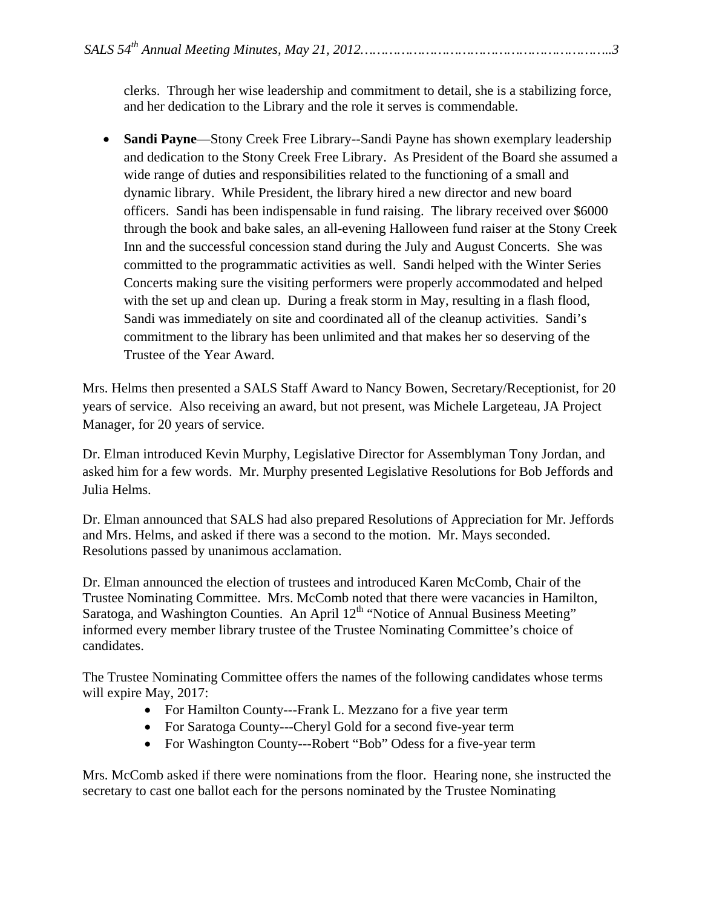clerks. Through her wise leadership and commitment to detail, she is a stabilizing force, and her dedication to the Library and the role it serves is commendable.

- **Sandi Payne**—Stony Creek Free Library--Sandi Payne has shown exemplary leadership and dedication to the Stony Creek Free Library. As President of the Board she assumed a wide range of duties and responsibilities related to the functioning of a small and dynamic library. While President, the library hired a new director and new board officers. Sandi has been indispensable in fund raising. The library received over $6000 through the book and bake sales, an all-evening Halloween fund raiser at the Stony Creek Inn and the successful concession stand during the July and August Concerts. She was committed to the programmatic activities as well. Sandi helped with the Winter Series Concerts making sure the visiting performers were properly accommodated and helped with the set up and clean up. During a freak storm in May, resulting in a flash flood, Sandi was immediately on site and coordinated all of the cleanup activities. Sandi's commitment to the library has been unlimited and that makes her so deserving of the Trustee of the Year Award.

Mrs. Helms then presented a SALS Staff Award to Nancy Bowen, Secretary/Receptionist, for 20 years of service. Also receiving an award, but not present, was Michele Largeteau, JA Project Manager, for 20 years of service.

Dr. Elman introduced Kevin Murphy, Legislative Director for Assemblyman Tony Jordan, and asked him for a few words. Mr. Murphy presented Legislative Resolutions for Bob Jeffords and Julia Helms.

Dr. Elman announced that SALS had also prepared Resolutions of Appreciation for Mr. Jeffords and Mrs. Helms, and asked if there was a second to the motion. Mr. Mays seconded. Resolutions passed by unanimous acclamation.

Dr. Elman announced the election of trustees and introduced Karen McComb, Chair of the Trustee Nominating Committee. Mrs. McComb noted that there were vacancies in Hamilton, Saratoga, and Washington Counties. An April 12th "Notice of Annual Business Meeting" informed every member library trustee of the Trustee Nominating Committee's choice of candidates.

The Trustee Nominating Committee offers the names of the following candidates whose terms will expire May, 2017:

- For Hamilton County---Frank L. Mezzano for a five year term
- For Saratoga County---Cheryl Gold for a second five-year term
- For Washington County---Robert "Bob" Odess for a five-year term

Mrs. McComb asked if there were nominations from the floor. Hearing none, she instructed the secretary to cast one ballot each for the persons nominated by the Trustee Nominating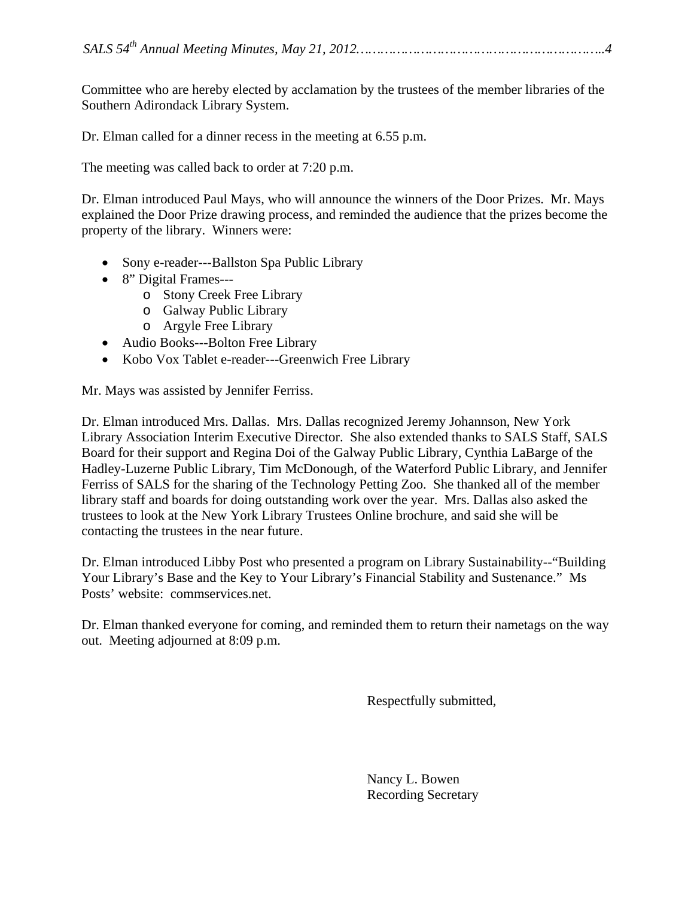Committee who are hereby elected by acclamation by the trustees of the member libraries of the Southern Adirondack Library System.

Dr. Elman called for a dinner recess in the meeting at 6.55 p.m.

The meeting was called back to order at 7:20 p.m.

Dr. Elman introduced Paul Mays, who will announce the winners of the Door Prizes. Mr. Mays explained the Door Prize drawing process, and reminded the audience that the prizes become the property of the library. Winners were:

- Sony e-reader---Ballston Spa Public Library
- 8" Digital Frames---
  - Stony Creek Free Library
  - Galway Public Library
  - Argyle Free Library
- Audio Books---Bolton Free Library
- Kobo Vox Tablet e-reader---Greenwich Free Library

Mr. Mays was assisted by Jennifer Ferriss.

Dr. Elman introduced Mrs. Dallas. Mrs. Dallas recognized Jeremy Johannson, New York Library Association Interim Executive Director. She also extended thanks to SALS Staff, SALS Board for their support and Regina Doi of the Galway Public Library, Cynthia LaBarge of the Hadley-Luzerne Public Library, Tim McDonough, of the Waterford Public Library, and Jennifer Ferriss of SALS for the sharing of the Technology Petting Zoo. She thanked all of the member library staff and boards for doing outstanding work over the year. Mrs. Dallas also asked the trustees to look at the New York Library Trustees Online brochure, and said she will be contacting the trustees in the near future.

Dr. Elman introduced Libby Post who presented a program on Library Sustainability--"Building Your Library's Base and the Key to Your Library's Financial Stability and Sustenance." Ms Posts' website: commservices.net.

Dr. Elman thanked everyone for coming, and reminded them to return their nametags on the way out. Meeting adjourned at 8:09 p.m.

Respectfully submitted,

Nancy L. Bowen
Recording Secretary